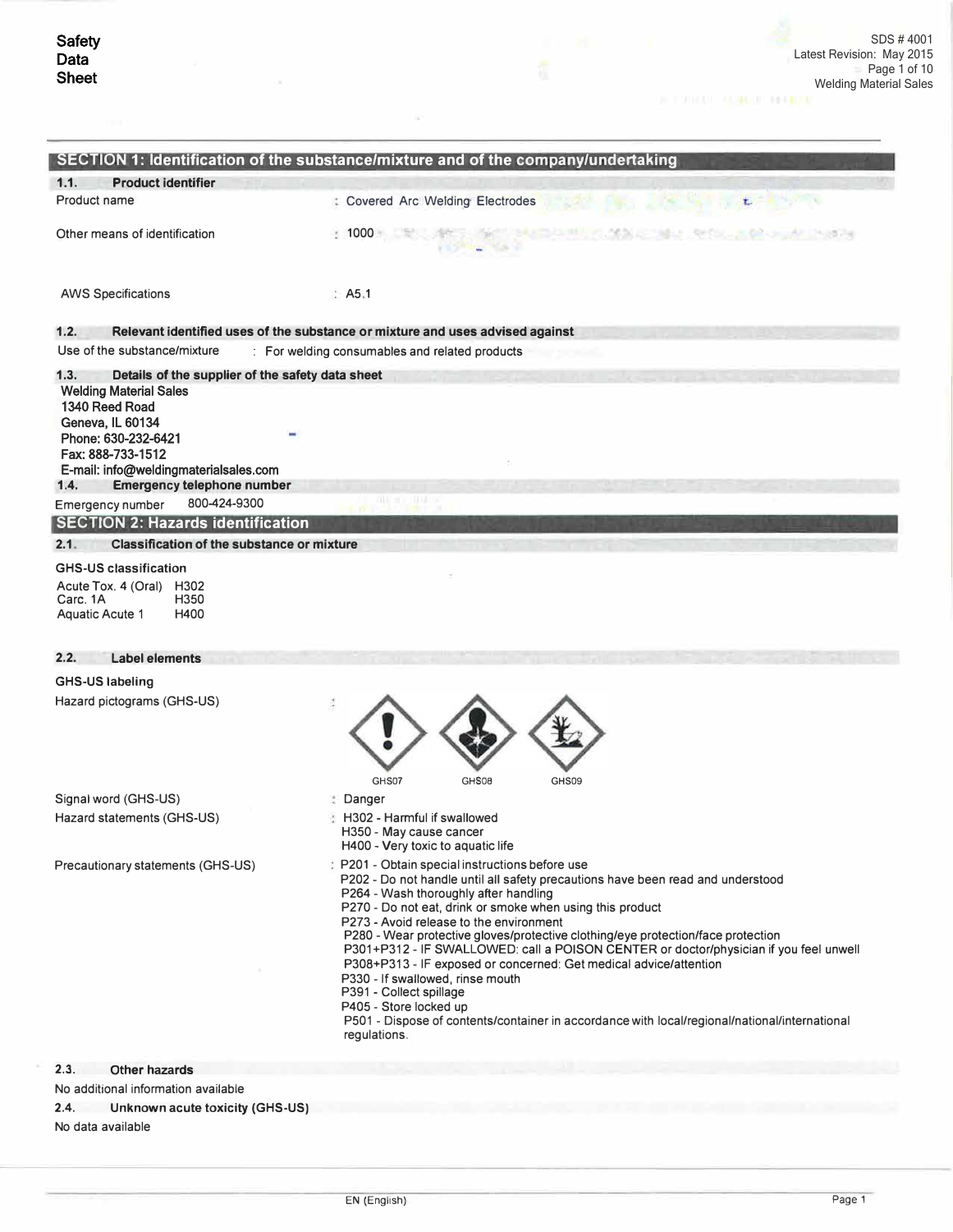# Safety Data Sheet

SDS # 4001
Latest Revision: May 2015
Welding Material Sales

## SECTION 1: Identification of the substance/mixture and of the company/undertaking

### 1.1. Product identifier

| | |
|---|---|
| Product name | : Covered Arc Welding Electrodes |
| Other means of identification | : 1000 |
| AWS Specifications | : A5.1 |

### 1.2. Relevant identified uses of the substance or mixture and uses advised against

Use of the substance/mixture : For welding consumables and related products

### 1.3. Details of the supplier of the safety data sheet

**Welding Material Sales**
**1340 Reed Road**
**Geneva, IL 60134**
**Phone: 630-232-6421**
**Fax: 888-733-1512**
**E-mail: info@weldingmaterialsales.com**

### 1.4. Emergency telephone number

Emergency number 800-424-9300

## SECTION 2: Hazards identification

### 2.1. Classification of the substance or mixture

**GHS-US classification**

| | |
|---|---|
| Acute Tox. 4 (Oral) | H302 |
| Carc. 1A | H350 |
| Aquatic Acute 1 | H400 |

### 2.2. Label elements

**GHS-US labeling**

Hazard pictograms (GHS-US) :

GHS07 GHS08 GHS09

Signal word (GHS-US) : Danger

Hazard statements (GHS-US) :
- H302 - Harmful if swallowed
- H350 - May cause cancer
- H400 - Very toxic to aquatic life

Precautionary statements (GHS-US) :
- P201 - Obtain special instructions before use
- P202 - Do not handle until all safety precautions have been read and understood
- P264 - Wash thoroughly after handling
- P270 - Do not eat, drink or smoke when using this product
- P273 - Avoid release to the environment
- P280 - Wear protective gloves/protective clothing/eye protection/face protection
- P301+P312 - IF SWALLOWED: call a POISON CENTER or doctor/physician if you feel unwell
- P308+P313 - IF exposed or concerned: Get medical advice/attention
- P330 - If swallowed, rinse mouth
- P391 - Collect spillage
- P405 - Store locked up
- P501 - Dispose of contents/container in accordance with local/regional/national/international regulations.

### 2.3. Other hazards

No additional information available

### 2.4. Unknown acute toxicity (GHS-US)

No data available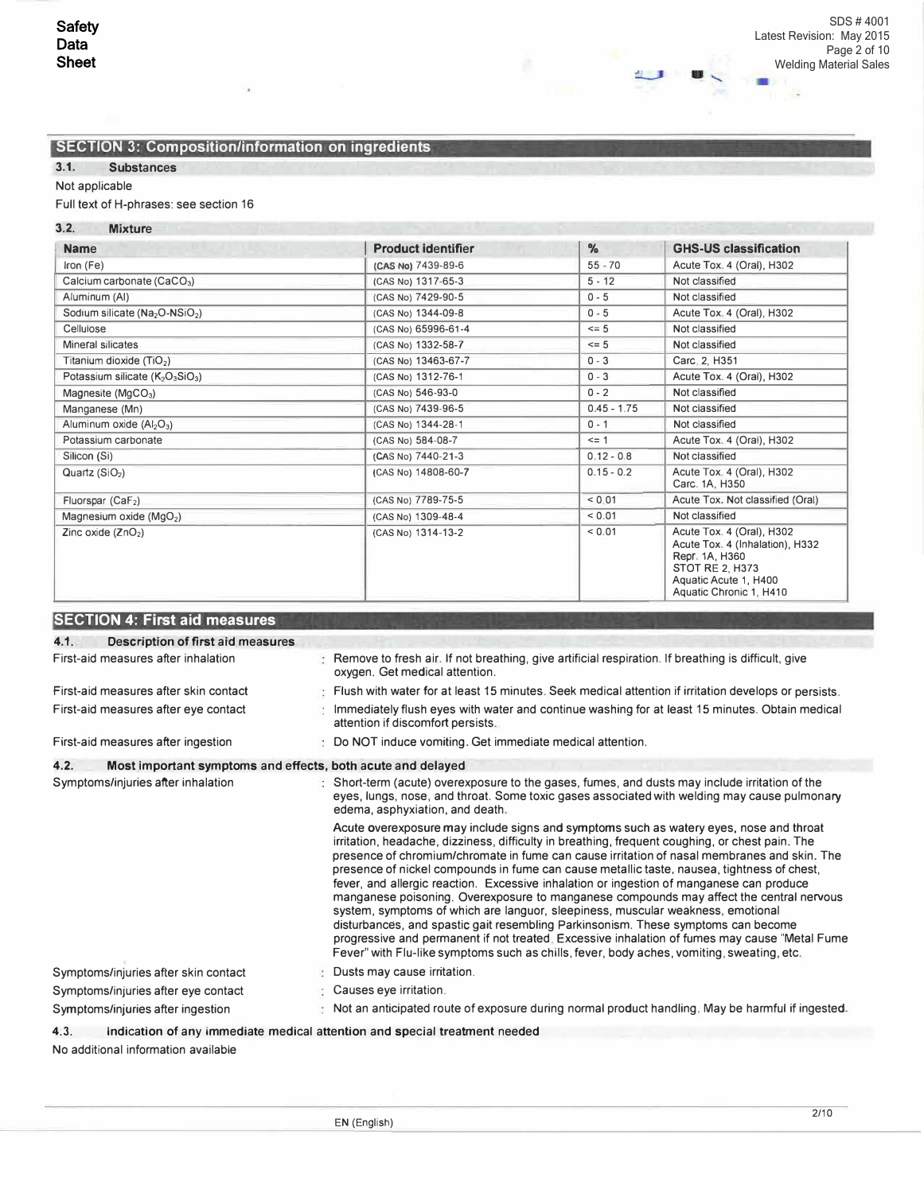## SECTION 3: Composition/information on ingredients

### 3.1. Substances

Not applicable

Full text of H-phrases: see section 16

### 3.2. Mixture

| Name | Product identifier | % | GHS-US classification |
|---|---|---|---|
| Iron (Fe) | (CAS No) 7439-89-6 | 55 - 70 | Acute Tox. 4 (Oral), H302 |
| Calcium carbonate ($CaCO_3$) | (CAS No) 1317-65-3 | 5 - 12 | Not classified |
| Aluminum (Al) | (CAS No) 7429-90-5 | 0 - 5 | Not classified |
| Sodium silicate ($Na_2O$-$NSiO_2$) | (CAS No) 1344-09-8 | 0 - 5 | Acute Tox. 4 (Oral), H302 |
| Cellulose | (CAS No) 65996-61-4 | <= 5 | Not classified |
| Mineral silicates | (CAS No) 1332-58-7 | <= 5 | Not classified |
| Titanium dioxide ($TiO_2$) | (CAS No) 13463-67-7 | 0 - 3 | Carc. 2, H351 |
| Potassium silicate ($K_2O_3SiO_3$) | (CAS No) 1312-76-1 | 0 - 3 | Acute Tox. 4 (Oral), H302 |
| Magnesite ($MgCO_3$) | (CAS No) 546-93-0 | 0 - 2 | Not classified |
| Manganese (Mn) | (CAS No) 7439-96-5 | 0.45 - 1.75 | Not classified |
| Aluminum oxide ($Al_2O_3$) | (CAS No) 1344-28-1 | 0 - 1 | Not classified |
| Potassium carbonate | (CAS No) 584-08-7 | <= 1 | Acute Tox. 4 (Oral), H302 |
| Silicon (Si) | (CAS No) 7440-21-3 | 0.12 - 0.8 | Not classified |
| Quartz ($SiO_2$) | (CAS No) 14808-60-7 | 0.15 - 0.2 | Acute Tox. 4 (Oral), H302<br>Carc. 1A, H350 |
| Fluorspar ($CaF_2$) | (CAS No) 7789-75-5 | < 0.01 | Acute Tox. Not classified (Oral) |
| Magnesium oxide ($MgO_2$) | (CAS No) 1309-48-4 | < 0.01 | Not classified |
| Zinc oxide ($ZnO_2$) | (CAS No) 1314-13-2 | < 0.01 | Acute Tox. 4 (Oral), H302<br>Acute Tox. 4 (Inhalation), H332<br>Repr. 1A, H360<br>STOT RE 2, H373<br>Aquatic Acute 1, H400<br>Aquatic Chronic 1, H410 |

## SECTION 4: First aid measures

### 4.1. Description of first aid measures

First-aid measures after inhalation : Remove to fresh air. If not breathing, give artificial respiration. If breathing is difficult, give oxygen. Get medical attention.

First-aid measures after skin contact : Flush with water for at least 15 minutes. Seek medical attention if irritation develops or persists.

First-aid measures after eye contact : Immediately flush eyes with water and continue washing for at least 15 minutes. Obtain medical attention if discomfort persists.

First-aid measures after ingestion : Do NOT induce vomiting. Get immediate medical attention.

### 4.2. Most important symptoms and effects, both acute and delayed

Symptoms/injuries after inhalation : Short-term (acute) overexposure to the gases, fumes, and dusts may include irritation of the eyes, lungs, nose, and throat. Some toxic gases associated with welding may cause pulmonary edema, asphyxiation, and death.

Acute overexposure may include signs and symptoms such as watery eyes, nose and throat irritation, headache, dizziness, difficulty in breathing, frequent coughing, or chest pain. The presence of chromium/chromate in fume can cause irritation of nasal membranes and skin. The presence of nickel compounds in fume can cause metallic taste, nausea, tightness of chest, fever, and allergic reaction. Excessive inhalation or ingestion of manganese can produce manganese poisoning. Overexposure to manganese compounds may affect the central nervous system, symptoms of which are languor, sleepiness, muscular weakness, emotional disturbances, and spastic gait resembling Parkinsonism. These symptoms can become progressive and permanent if not treated. Excessive inhalation of fumes may cause "Metal Fume Fever" with Flu-like symptoms such as chills, fever, body aches, vomiting, sweating, etc.

Symptoms/injuries after skin contact : Dusts may cause irritation.

Symptoms/injuries after eye contact : Causes eye irritation.

Symptoms/injuries after ingestion : Not an anticipated route of exposure during normal product handling. May be harmful if ingested.

### 4.3. Indication of any immediate medical attention and special treatment needed

No additional information available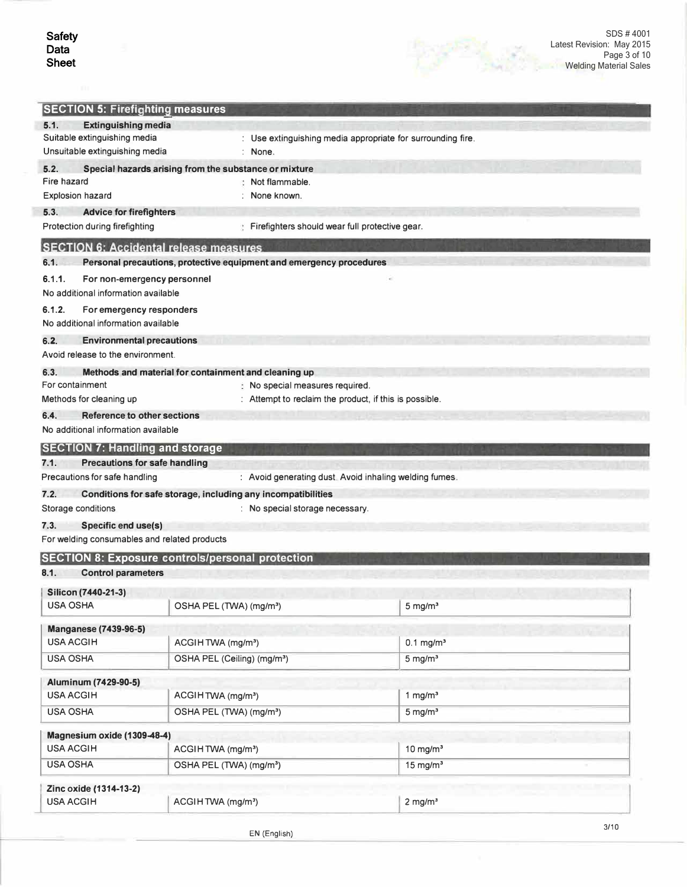## SECTION 5: Firefighting measures

### 5.1. Extinguishing media

Suitable extinguishing media : Use extinguishing media appropriate for surrounding fire.

Unsuitable extinguishing media : None.

### 5.2. Special hazards arising from the substance or mixture

Fire hazard : Not flammable.

Explosion hazard : None known.

### 5.3. Advice for firefighters

Protection during firefighting : Firefighters should wear full protective gear.

## SECTION 6: Accidental release measures

### 6.1. Personal precautions, protective equipment and emergency procedures

#### 6.1.1. For non-emergency personnel

No additional information available

#### 6.1.2. For emergency responders

No additional information available

### 6.2. Environmental precautions

Avoid release to the environment.

### 6.3. Methods and material for containment and cleaning up

For containment : No special measures required.

Methods for cleaning up : Attempt to reclaim the product, if this is possible.

### 6.4. Reference to other sections

No additional information available

## SECTION 7: Handling and storage

### 7.1. Precautions for safe handling

Precautions for safe handling : Avoid generating dust. Avoid inhaling welding fumes.

### 7.2. Conditions for safe storage, including any incompatibilities

Storage conditions : No special storage necessary.

### 7.3. Specific end use(s)

For welding consumables and related products

## SECTION 8: Exposure controls/personal protection

### 8.1. Control parameters

| Silicon (7440-21-3) | | |
|---|---|---|
| USA OSHA | OSHA PEL (TWA) (mg/m³) | 5 mg/m³ |

| Manganese (7439-96-5) | | |
|---|---|---|
| USA ACGIH | ACGIH TWA (mg/m³) | 0.1 mg/m³ |
| USA OSHA | OSHA PEL (Ceiling) (mg/m³) | 5 mg/m³ |

| Aluminum (7429-90-5) | | |
|---|---|---|
| USA ACGIH | ACGIH TWA (mg/m³) | 1 mg/m³ |
| USA OSHA | OSHA PEL (TWA) (mg/m³) | 5 mg/m³ |

| Magnesium oxide (1309-48-4) | | |
|---|---|---|
| USA ACGIH | ACGIH TWA (mg/m³) | 10 mg/m³ |
| USA OSHA | OSHA PEL (TWA) (mg/m³) | 15 mg/m³ |

| Zinc oxide (1314-13-2) | | |
|---|---|---|
| USA ACGIH | ACGIH TWA (mg/m³) | 2 mg/m³ |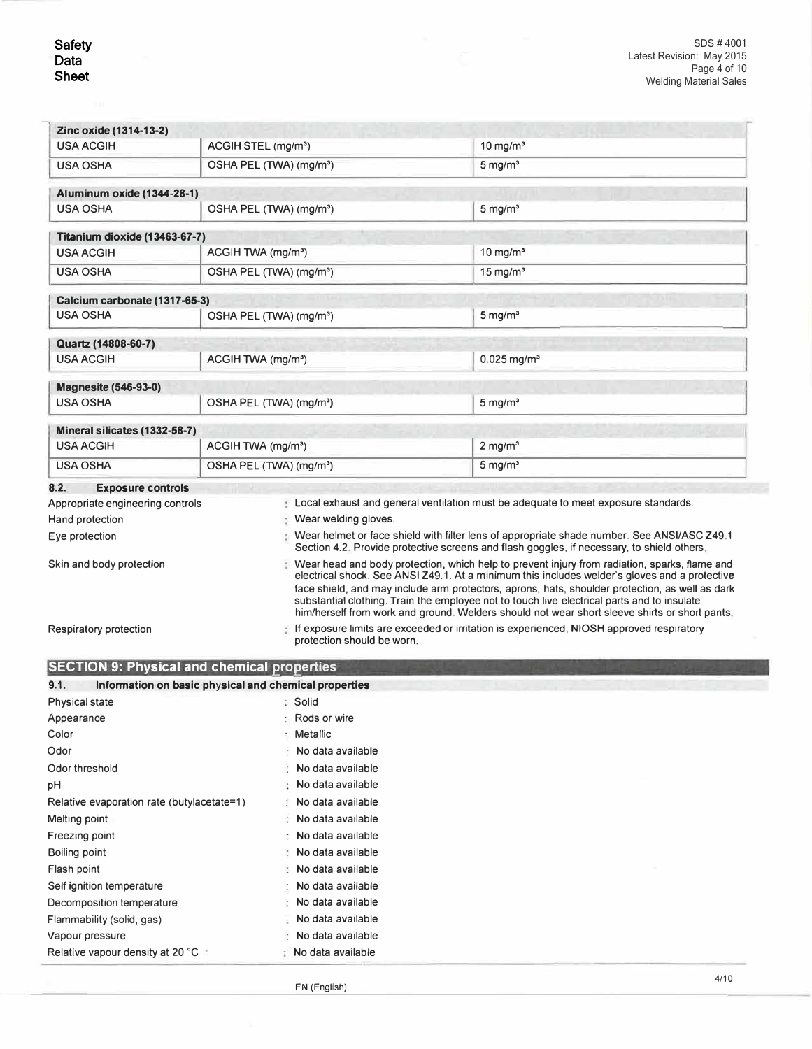| Zinc oxide (1314-13-2) | | |
| --- | --- | --- |
| USA ACGIH | ACGIH STEL (mg/m³) | 10 mg/m³ |
| USA OSHA | OSHA PEL (TWA) (mg/m³) | 5 mg/m³ |

| Aluminum oxide (1344-28-1) | | |
| --- | --- | --- |
| USA OSHA | OSHA PEL (TWA) (mg/m³) | 5 mg/m³ |

| Titanium dioxide (13463-67-7) | | |
| --- | --- | --- |
| USA ACGIH | ACGIH TWA (mg/m³) | 10 mg/m³ |
| USA OSHA | OSHA PEL (TWA) (mg/m³) | 15 mg/m³ |

| Calcium carbonate (1317-65-3) | | |
| --- | --- | --- |
| USA OSHA | OSHA PEL (TWA) (mg/m³) | 5 mg/m³ |

| Quartz (14808-60-7) | | |
| --- | --- | --- |
| USA ACGIH | ACGIH TWA (mg/m³) | 0.025 mg/m³ |

| Magnesite (546-93-0) | | |
| --- | --- | --- |
| USA OSHA | OSHA PEL (TWA) (mg/m³) | 5 mg/m³ |

| Mineral silicates (1332-58-7) | | |
| --- | --- | --- |
| USA ACGIH | ACGIH TWA (mg/m³) | 2 mg/m³ |
| USA OSHA | OSHA PEL (TWA) (mg/m³) | 5 mg/m³ |

### 8.2. Exposure controls

Appropriate engineering controls : Local exhaust and general ventilation must be adequate to meet exposure standards.

Hand protection : Wear welding gloves.

Eye protection : Wear helmet or face shield with filter lens of appropriate shade number. See ANSI/ASC Z49.1 Section 4.2. Provide protective screens and flash goggles, if necessary, to shield others.

Skin and body protection : Wear head and body protection, which help to prevent injury from radiation, sparks, flame and electrical shock. See ANSI Z49.1. At a minimum this includes welder's gloves and a protective face shield, and may include arm protectors, aprons, hats, shoulder protection, as well as dark substantial clothing. Train the employee not to touch live electrical parts and to insulate him/herself from work and ground. Welders should not wear short sleeve shirts or short pants.

Respiratory protection : If exposure limits are exceeded or irritation is experienced, NIOSH approved respiratory protection should be worn.

## SECTION 9: Physical and chemical properties

### 9.1. Information on basic physical and chemical properties

Physical state : Solid

Appearance : Rods or wire

Color : Metallic

Odor : No data available

Odor threshold : No data available

pH : No data available

Relative evaporation rate (butylacetate=1) : No data available

Melting point : No data available

Freezing point : No data available

Boiling point : No data available

Flash point : No data available

Self ignition temperature : No data available

Decomposition temperature : No data available

Flammability (solid, gas) : No data available

Vapour pressure : No data available

Relative vapour density at 20 °C : No data available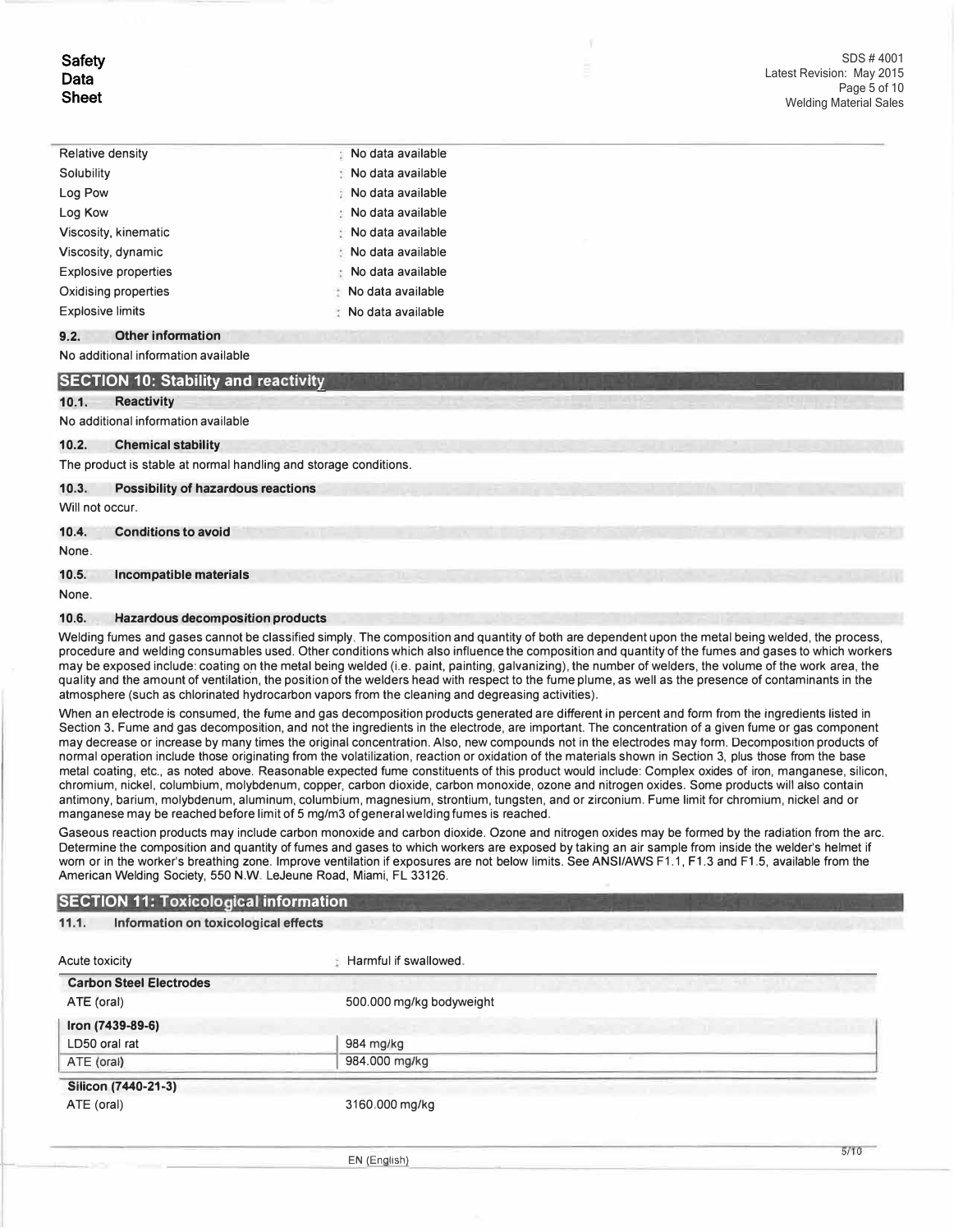| | |
|---|---|
| Relative density | : No data available |
| Solubility | : No data available |
| Log Pow | : No data available |
| Log Kow | : No data available |
| Viscosity, kinematic | : No data available |
| Viscosity, dynamic | : No data available |
| Explosive properties | : No data available |
| Oxidising properties | : No data available |
| Explosive limits | : No data available |

### 9.2. Other information

No additional information available

## SECTION 10: Stability and reactivity

### 10.1. Reactivity

No additional information available

### 10.2. Chemical stability

The product is stable at normal handling and storage conditions.

### 10.3. Possibility of hazardous reactions

Will not occur.

### 10.4. Conditions to avoid

None.

### 10.5. Incompatible materials

None.

### 10.6. Hazardous decomposition products

Welding fumes and gases cannot be classified simply. The composition and quantity of both are dependent upon the metal being welded, the process, procedure and welding consumables used. Other conditions which also influence the composition and quantity of the fumes and gases to which workers may be exposed include: coating on the metal being welded (i.e. paint, painting, galvanizing), the number of welders, the volume of the work area, the quality and the amount of ventilation, the position of the welders head with respect to the fume plume, as well as the presence of contaminants in the atmosphere (such as chlorinated hydrocarbon vapors from the cleaning and degreasing activities).

When an electrode is consumed, the fume and gas decomposition products generated are different in percent and form from the ingredients listed in Section 3. Fume and gas decomposition, and not the ingredients in the electrode, are important. The concentration of a given fume or gas component may decrease or increase by many times the original concentration. Also, new compounds not in the electrodes may form. Decomposition products of normal operation include those originating from the volatilization, reaction or oxidation of the materials shown in Section 3, plus those from the base metal coating, etc., as noted above. Reasonable expected fume constituents of this product would include: Complex oxides of iron, manganese, silicon, chromium, nickel, columbium, molybdenum, copper, carbon dioxide, carbon monoxide, ozone and nitrogen oxides. Some products will also contain antimony, barium, molybdenum, aluminum, columbium, magnesium, strontium, tungsten, and or zirconium. Fume limit for chromium, nickel and or manganese may be reached before limit of 5 mg/m3 of general welding fumes is reached.

Gaseous reaction products may include carbon monoxide and carbon dioxide. Ozone and nitrogen oxides may be formed by the radiation from the arc. Determine the composition and quantity of fumes and gases to which workers are exposed by taking an air sample from inside the welder's helmet if worn or in the worker's breathing zone. Improve ventilation if exposures are not below limits. See ANSI/AWS F1.1, F1.3 and F1.5, available from the American Welding Society, 550 N.W. LeJeune Road, Miami, FL 33126.

## SECTION 11: Toxicological information

### 11.1. Information on toxicological effects

Acute toxicity : Harmful if swallowed.

| **Carbon Steel Electrodes** | |
|---|---|
| ATE (oral) | 500.000 mg/kg bodyweight |

| **Iron (7439-89-6)** | |
|---|---|
| LD50 oral rat | 984 mg/kg |
| ATE (oral) | 984.000 mg/kg |

| **Silicon (7440-21-3)** | |
|---|---|
| ATE (oral) | 3160.000 mg/kg |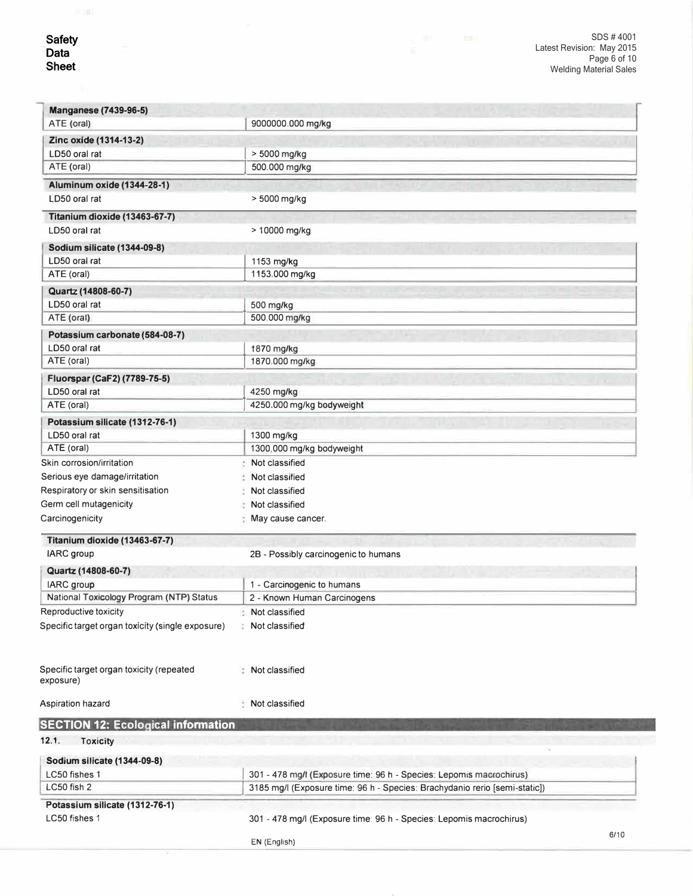| Manganese (7439-96-5) | |
|---|---|
| ATE (oral) | 9000000.000 mg/kg |

| Zinc oxide (1314-13-2) | |
|---|---|
| LD50 oral rat | > 5000 mg/kg |
| ATE (oral) | 500.000 mg/kg |

| Aluminum oxide (1344-28-1) | |
|---|---|
| LD50 oral rat | > 5000 mg/kg |

| Titanium dioxide (13463-67-7) | |
|---|---|
| LD50 oral rat | > 10000 mg/kg |

| Sodium silicate (1344-09-8) | |
|---|---|
| LD50 oral rat | 1153 mg/kg |
| ATE (oral) | 1153.000 mg/kg |

| Quartz (14808-60-7) | |
|---|---|
| LD50 oral rat | 500 mg/kg |
| ATE (oral) | 500.000 mg/kg |

| Potassium carbonate (584-08-7) | |
|---|---|
| LD50 oral rat | 1870 mg/kg |
| ATE (oral) | 1870.000 mg/kg |

| Fluorspar (CaF2) (7789-75-5) | |
|---|---|
| LD50 oral rat | 4250 mg/kg |
| ATE (oral) | 4250.000 mg/kg bodyweight |

| Potassium silicate (1312-76-1) | |
|---|---|
| LD50 oral rat | 1300 mg/kg |
| ATE (oral) | 1300.000 mg/kg bodyweight |

Skin corrosion/irritation : Not classified

Serious eye damage/irritation : Not classified

Respiratory or skin sensitisation : Not classified

Germ cell mutagenicity : Not classified

Carcinogenicity : May cause cancer.

| Titanium dioxide (13463-67-7) | |
|---|---|
| IARC group | 2B - Possibly carcinogenic to humans |

| Quartz (14808-60-7) | |
|---|---|
| IARC group | 1 - Carcinogenic to humans |
| National Toxicology Program (NTP) Status | 2 - Known Human Carcinogens |

Reproductive toxicity : Not classified

Specific target organ toxicity (single exposure) : Not classified

Specific target organ toxicity (repeated exposure) : Not classified

Aspiration hazard : Not classified

## SECTION 12: Ecological information

### 12.1. Toxicity

| Sodium silicate (1344-09-8) | |
|---|---|
| LC50 fishes 1 | 301 - 478 mg/l (Exposure time: 96 h - Species: Lepomis macrochirus) |
| LC50 fish 2 | 3185 mg/l (Exposure time: 96 h - Species: Brachydanio rerio [semi-static]) |

| Potassium silicate (1312-76-1) | |
|---|---|
| LC50 fishes 1 | 301 - 478 mg/l (Exposure time: 96 h - Species: Lepomis macrochirus) |

EN (English)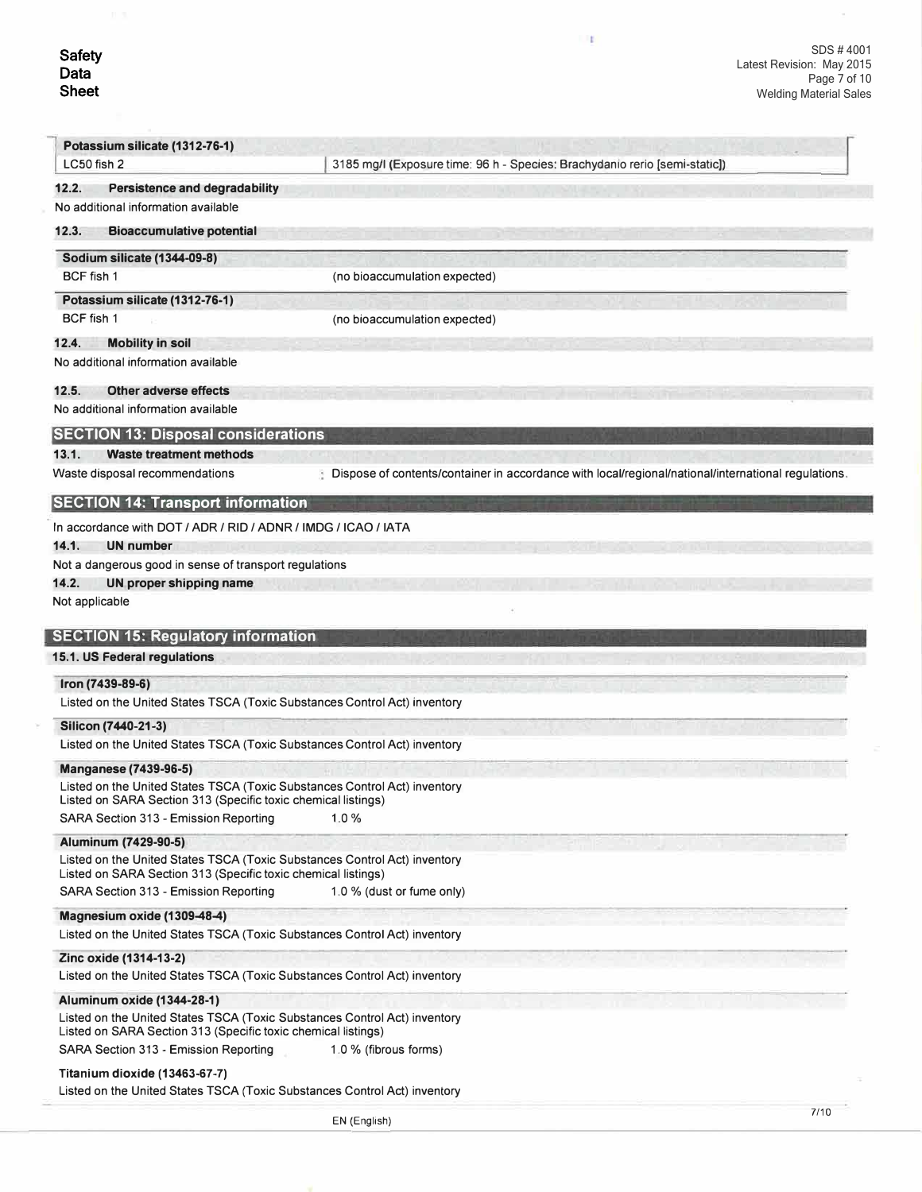| Potassium silicate (1312-76-1) | |
|---|---|
| LC50 fish 2 | 3185 mg/l (Exposure time: 96 h - Species: Brachydanio rerio [semi-static]) |

**12.2. Persistence and degradability**

No additional information available

**12.3. Bioaccumulative potential**

| Sodium silicate (1344-09-8) | |
|---|---|
| BCF fish 1 | (no bioaccumulation expected) |

| Potassium silicate (1312-76-1) | |
|---|---|
| BCF fish 1 | (no bioaccumulation expected) |

**12.4. Mobility in soil**

No additional information available

**12.5. Other adverse effects**

No additional information available

## SECTION 13: Disposal considerations

**13.1. Waste treatment methods**

Waste disposal recommendations : Dispose of contents/container in accordance with local/regional/national/international regulations.

## SECTION 14: Transport information

In accordance with DOT / ADR / RID / ADNR / IMDG / ICAO / IATA

**14.1. UN number**

Not a dangerous good in sense of transport regulations

**14.2. UN proper shipping name**

Not applicable

## SECTION 15: Regulatory information

**15.1. US Federal regulations**

**Iron (7439-89-6)**

Listed on the United States TSCA (Toxic Substances Control Act) inventory

**Silicon (7440-21-3)**

Listed on the United States TSCA (Toxic Substances Control Act) inventory

**Manganese (7439-96-5)**

Listed on the United States TSCA (Toxic Substances Control Act) inventory
Listed on SARA Section 313 (Specific toxic chemical listings)

SARA Section 313 - Emission Reporting 1.0 %

**Aluminum (7429-90-5)**

Listed on the United States TSCA (Toxic Substances Control Act) inventory
Listed on SARA Section 313 (Specific toxic chemical listings)

SARA Section 313 - Emission Reporting 1.0 % (dust or fume only)

**Magnesium oxide (1309-48-4)**

Listed on the United States TSCA (Toxic Substances Control Act) inventory

**Zinc oxide (1314-13-2)**

Listed on the United States TSCA (Toxic Substances Control Act) inventory

**Aluminum oxide (1344-28-1)**

Listed on the United States TSCA (Toxic Substances Control Act) inventory
Listed on SARA Section 313 (Specific toxic chemical listings)

SARA Section 313 - Emission Reporting 1.0 % (fibrous forms)

**Titanium dioxide (13463-67-7)**

Listed on the United States TSCA (Toxic Substances Control Act) inventory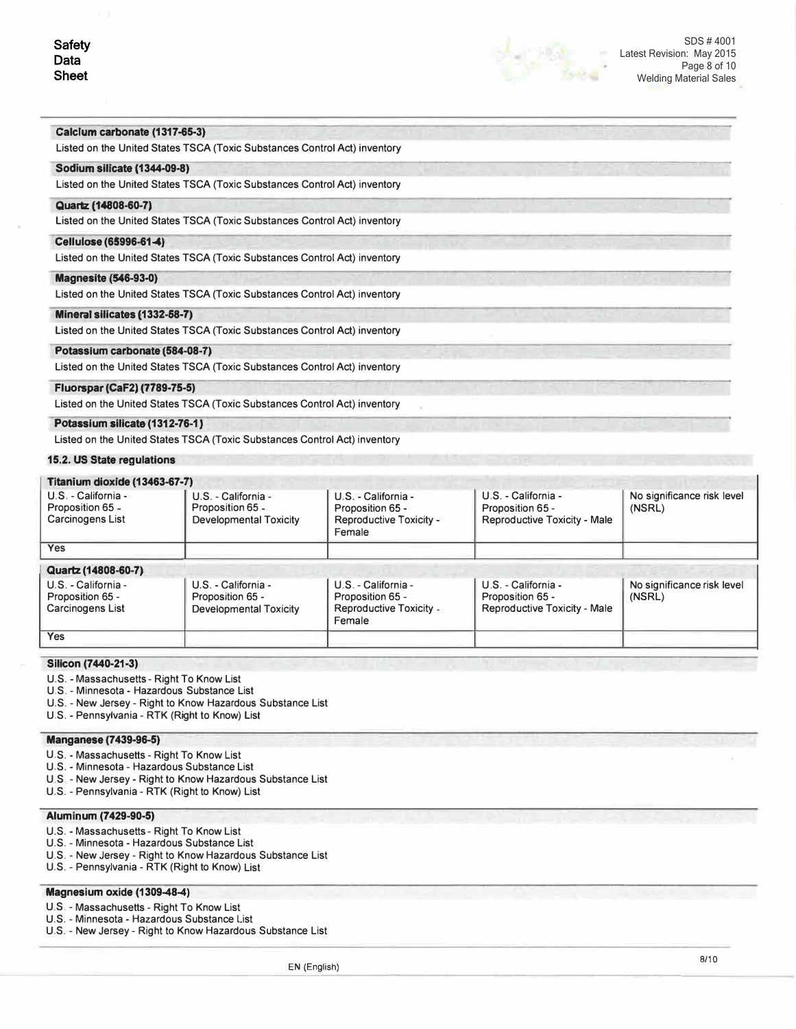**Calcium carbonate (1317-65-3)**

Listed on the United States TSCA (Toxic Substances Control Act) inventory

**Sodium silicate (1344-09-8)**

Listed on the United States TSCA (Toxic Substances Control Act) inventory

**Quartz (14808-60-7)**

Listed on the United States TSCA (Toxic Substances Control Act) inventory

**Cellulose (65996-61-4)**

Listed on the United States TSCA (Toxic Substances Control Act) inventory

**Magnesite (546-93-0)**

Listed on the United States TSCA (Toxic Substances Control Act) inventory

**Mineral silicates (1332-58-7)**

Listed on the United States TSCA (Toxic Substances Control Act) inventory

**Potassium carbonate (584-08-7)**

Listed on the United States TSCA (Toxic Substances Control Act) inventory

**Fluorspar (CaF2) (7789-75-5)**

Listed on the United States TSCA (Toxic Substances Control Act) inventory

**Potassium silicate (1312-76-1)**

Listed on the United States TSCA (Toxic Substances Control Act) inventory

### 15.2. US State regulations

**Titanium dioxide (13463-67-7)**

| U.S. - California - Proposition 65 - Carcinogens List | U.S. - California - Proposition 65 - Developmental Toxicity | U.S. - California - Proposition 65 - Reproductive Toxicity - Female | U.S. - California - Proposition 65 - Reproductive Toxicity - Male | No significance risk level (NSRL) |
|---|---|---|---|---|
| Yes | | | | |

**Quartz (14808-60-7)**

| U.S. - California - Proposition 65 - Carcinogens List | U.S. - California - Proposition 65 - Developmental Toxicity | U.S. - California - Proposition 65 - Reproductive Toxicity - Female | U.S. - California - Proposition 65 - Reproductive Toxicity - Male | No significance risk level (NSRL) |
|---|---|---|---|---|
| Yes | | | | |

**Silicon (7440-21-3)**

U.S. - Massachusetts - Right To Know List
U.S. - Minnesota - Hazardous Substance List
U.S. - New Jersey - Right to Know Hazardous Substance List
U.S. - Pennsylvania - RTK (Right to Know) List

**Manganese (7439-96-5)**

U.S. - Massachusetts - Right To Know List
U.S. - Minnesota - Hazardous Substance List
U.S. - New Jersey - Right to Know Hazardous Substance List
U.S. - Pennsylvania - RTK (Right to Know) List

**Aluminum (7429-90-5)**

U.S. - Massachusetts - Right To Know List
U.S. - Minnesota - Hazardous Substance List
U.S. - New Jersey - Right to Know Hazardous Substance List
U.S. - Pennsylvania - RTK (Right to Know) List

**Magnesium oxide (1309-48-4)**

U.S. - Massachusetts - Right To Know List
U.S. - Minnesota - Hazardous Substance List
U.S. - New Jersey - Right to Know Hazardous Substance List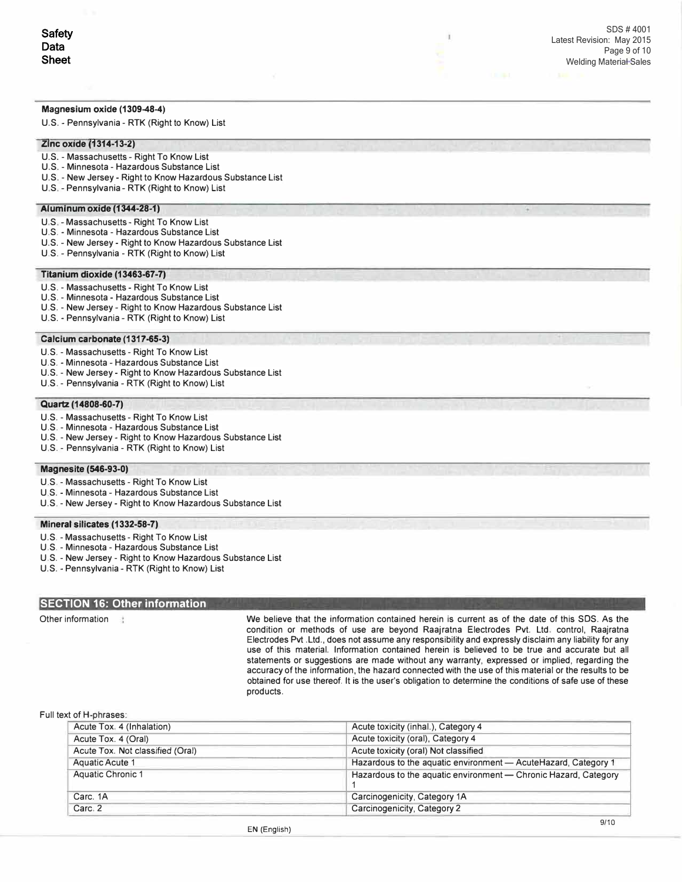**Magnesium oxide (1309-48-4)**

U.S. - Pennsylvania - RTK (Right to Know) List

**Zinc oxide (1314-13-2)**

U.S. - Massachusetts - Right To Know List
U.S. - Minnesota - Hazardous Substance List
U.S. - New Jersey - Right to Know Hazardous Substance List
U.S. - Pennsylvania - RTK (Right to Know) List

**Aluminum oxide (1344-28-1)**

U.S. - Massachusetts - Right To Know List
U.S. - Minnesota - Hazardous Substance List
U.S. - New Jersey - Right to Know Hazardous Substance List
U.S. - Pennsylvania - RTK (Right to Know) List

**Titanium dioxide (13463-67-7)**

U.S. - Massachusetts - Right To Know List
U.S. - Minnesota - Hazardous Substance List
U.S. - New Jersey - Right to Know Hazardous Substance List
U.S. - Pennsylvania - RTK (Right to Know) List

**Calcium carbonate (1317-65-3)**

U.S. - Massachusetts - Right To Know List
U.S. - Minnesota - Hazardous Substance List
U.S. - New Jersey - Right to Know Hazardous Substance List
U.S. - Pennsylvania - RTK (Right to Know) List

**Quartz (14808-60-7)**

U.S. - Massachusetts - Right To Know List
U.S. - Minnesota - Hazardous Substance List
U.S. - New Jersey - Right to Know Hazardous Substance List
U.S. - Pennsylvania - RTK (Right to Know) List

**Magnesite (546-93-0)**

U.S. - Massachusetts - Right To Know List
U.S. - Minnesota - Hazardous Substance List
U.S. - New Jersey - Right to Know Hazardous Substance List

**Mineral silicates (1332-58-7)**

U.S. - Massachusetts - Right To Know List
U.S. - Minnesota - Hazardous Substance List
U.S. - New Jersey - Right to Know Hazardous Substance List
U.S. - Pennsylvania - RTK (Right to Know) List

## SECTION 16: Other information

Other information : We believe that the information contained herein is current as of the date of this SDS. As the condition or methods of use are beyond Raajratna Electrodes Pvt. Ltd. control, Raajratna Electrodes Pvt .Ltd., does not assume any responsibility and expressly disclaim any liability for any use of this material. Information contained herein is believed to be true and accurate but all statements or suggestions are made without any warranty, expressed or implied, regarding the accuracy of the information, the hazard connected with the use of this material or the results to be obtained for use thereof. It is the user's obligation to determine the conditions of safe use of these products.

Full text of H-phrases:

| | |
|---|---|
| Acute Tox. 4 (Inhalation) | Acute toxicity (inhal.), Category 4 |
| Acute Tox. 4 (Oral) | Acute toxicity (oral), Category 4 |
| Acute Tox. Not classified (Oral) | Acute toxicity (oral) Not classified |
| Aquatic Acute 1 | Hazardous to the aquatic environment — AcuteHazard, Category 1 |
| Aquatic Chronic 1 | Hazardous to the aquatic environment — Chronic Hazard, Category 1 |
| Carc. 1A | Carcinogenicity, Category 1A |
| Carc. 2 | Carcinogenicity, Category 2 |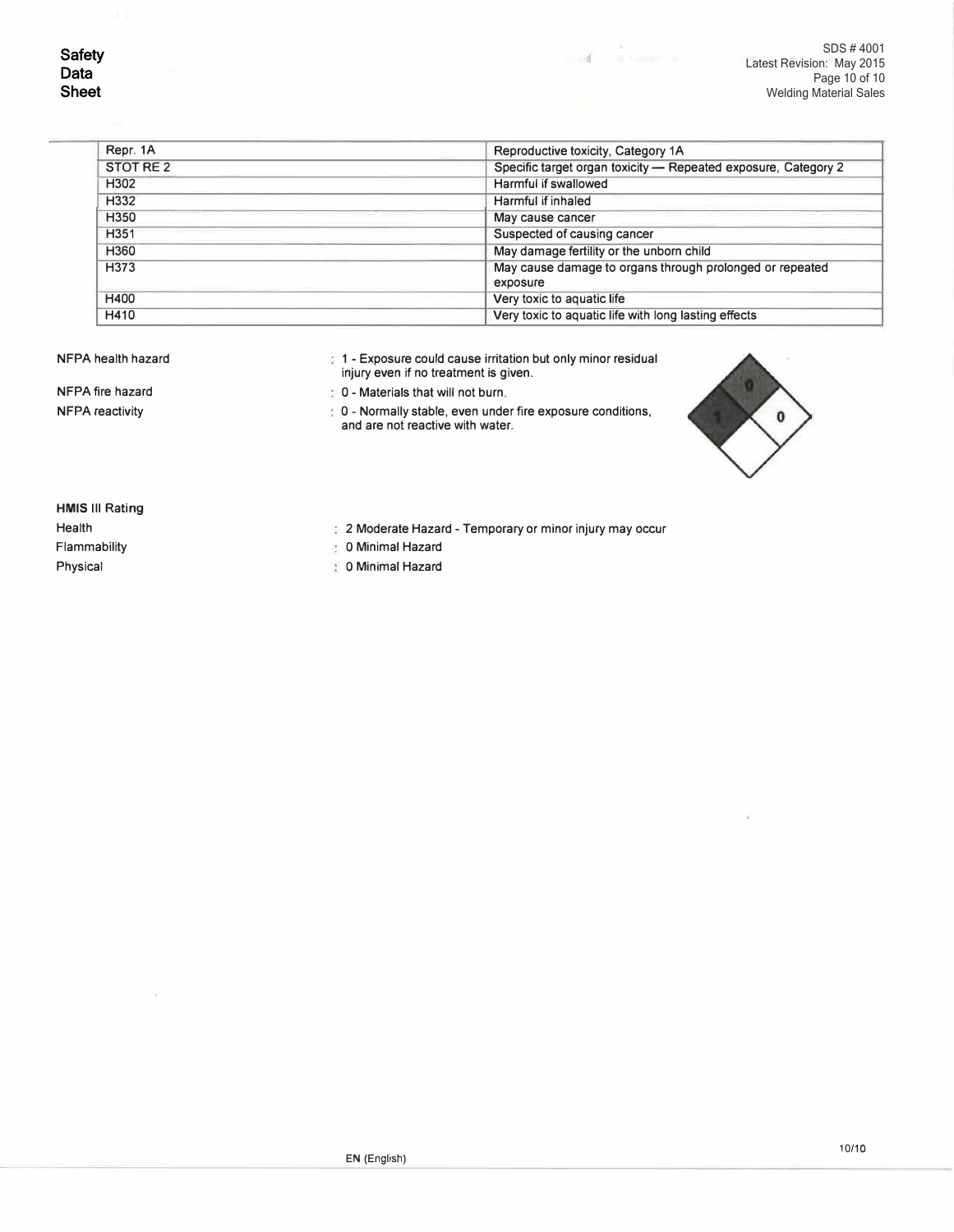| | |
|---|---|
| Repr. 1A | Reproductive toxicity, Category 1A |
| STOT RE 2 | Specific target organ toxicity — Repeated exposure, Category 2 |
| H302 | Harmful if swallowed |
| H332 | Harmful if inhaled |
| H350 | May cause cancer |
| H351 | Suspected of causing cancer |
| H360 | May damage fertility or the unborn child |
| H373 | May cause damage to organs through prolonged or repeated exposure |
| H400 | Very toxic to aquatic life |
| H410 | Very toxic to aquatic life with long lasting effects |

NFPA health hazard : 1 - Exposure could cause irritation but only minor residual injury even if no treatment is given.

NFPA fire hazard : 0 - Materials that will not burn.

NFPA reactivity : 0 - Normally stable, even under fire exposure conditions, and are not reactive with water.

**HMIS III Rating**

Health : 2 Moderate Hazard - Temporary or minor injury may occur

Flammability : 0 Minimal Hazard

Physical : 0 Minimal Hazard

EN (English)